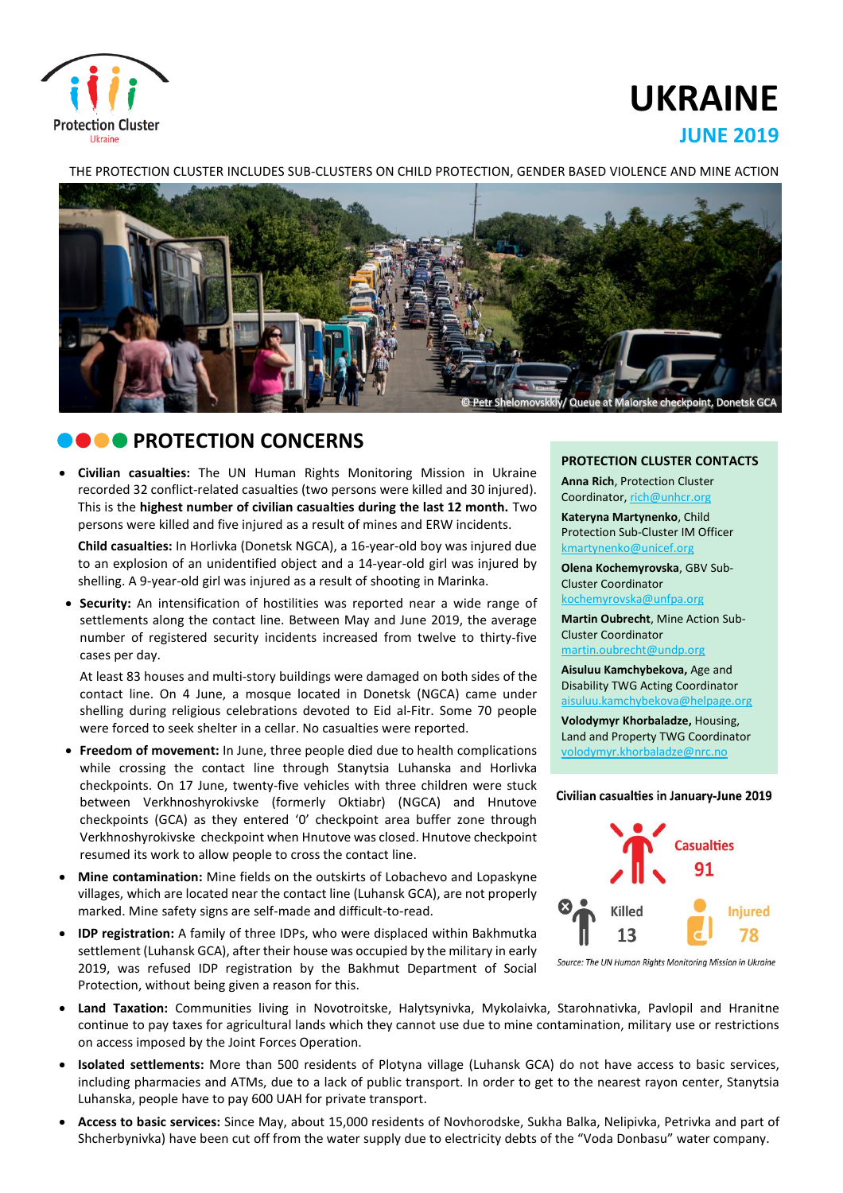Protection Cluster Ukraine

# UKRAINE

## JUNE 2019

THE PROTECTION CLUSTER INCLUDES SUB-CLUSTERS ON CHILD PROTECTION, GENDER BASED VIOLENCE AND MINE ACTION

© Petr Shelomovskkiy/ Queue at Maiorske checkpoint, Donetsk GCA

## PROTECTION CONCERNS

- **Civilian casualties:** The UN Human Rights Monitoring Mission in Ukraine recorded 32 conflict-related casualties (two persons were killed and 30 injured). This is the **highest number of civilian casualties during the last 12 month.** Two persons were killed and five injured as a result of mines and ERW incidents.

  **Child casualties:** In Horlivka (Donetsk NGCA), a 16-year-old boy was injured due to an explosion of an unidentified object and a 14-year-old girl was injured by shelling. A 9-year-old girl was injured as a result of shooting in Marinka.

- **Security:** An intensification of hostilities was reported near a wide range of settlements along the contact line. Between May and June 2019, the average number of registered security incidents increased from twelve to thirty-five cases per day.

  At least 83 houses and multi-story buildings were damaged on both sides of the contact line. On 4 June, a mosque located in Donetsk (NGCA) came under shelling during religious celebrations devoted to Eid al-Fitr. Some 70 people were forced to seek shelter in a cellar. No casualties were reported.

- **Freedom of movement:** In June, three people died due to health complications while crossing the contact line through Stanytsia Luhanska and Horlivka checkpoints. On 17 June, twenty-five vehicles with three children were stuck between Verkhnoshyrokivske (formerly Oktiabr) (NGCA) and Hnutove checkpoints (GCA) as they entered '0' checkpoint area buffer zone through Verkhnoshyrokivske checkpoint when Hnutove was closed. Hnutove checkpoint resumed its work to allow people to cross the contact line.

- **Mine contamination:** Mine fields on the outskirts of Lobachevo and Lopaskyne villages, which are located near the contact line (Luhansk GCA), are not properly marked. Mine safety signs are self-made and difficult-to-read.

- **IDP registration:** A family of three IDPs, who were displaced within Bakhmutka settlement (Luhansk GCA), after their house was occupied by the military in early 2019, was refused IDP registration by the Bakhmut Department of Social Protection, without being given a reason for this.

- **Land Taxation:** Communities living in Novotroitske, Halytsynivka, Mykolaivka, Starohnativka, Pavlopil and Hranitne continue to pay taxes for agricultural lands which they cannot use due to mine contamination, military use or restrictions on access imposed by the Joint Forces Operation.

- **Isolated settlements:** More than 500 residents of Plotyna village (Luhansk GCA) do not have access to basic services, including pharmacies and ATMs, due to a lack of public transport. In order to get to the nearest rayon center, Stanytsia Luhanska, people have to pay 600 UAH for private transport.

- **Access to basic services:** Since May, about 15,000 residents of Novhorodske, Sukha Balka, Nelipivka, Petrivka and part of Shcherbynivka) have been cut off from the water supply due to electricity debts of the "Voda Donbasu" water company.

### PROTECTION CLUSTER CONTACTS

**Anna Rich**, Protection Cluster Coordinator, rich@unhcr.org

**Kateryna Martynenko**, Child Protection Sub-Cluster IM Officer kmartynenko@unicef.org

**Olena Kochemyrovska**, GBV Sub-Cluster Coordinator kochemyrovska@unfpa.org

**Martin Oubrecht**, Mine Action Sub-Cluster Coordinator martin.oubrecht@undp.org

**Aisuluu Kamchybekova,** Age and Disability TWG Acting Coordinator aisuluu.kamchybekova@helpage.org

**Volodymyr Khorbaladze,** Housing, Land and Property TWG Coordinator volodymyr.khorbaladze@nrc.no

### Civilian casualties in January-June 2019

Casualties 91

Killed 13

Injured 78

*Source: The UN Human Rights Monitoring Mission in Ukraine*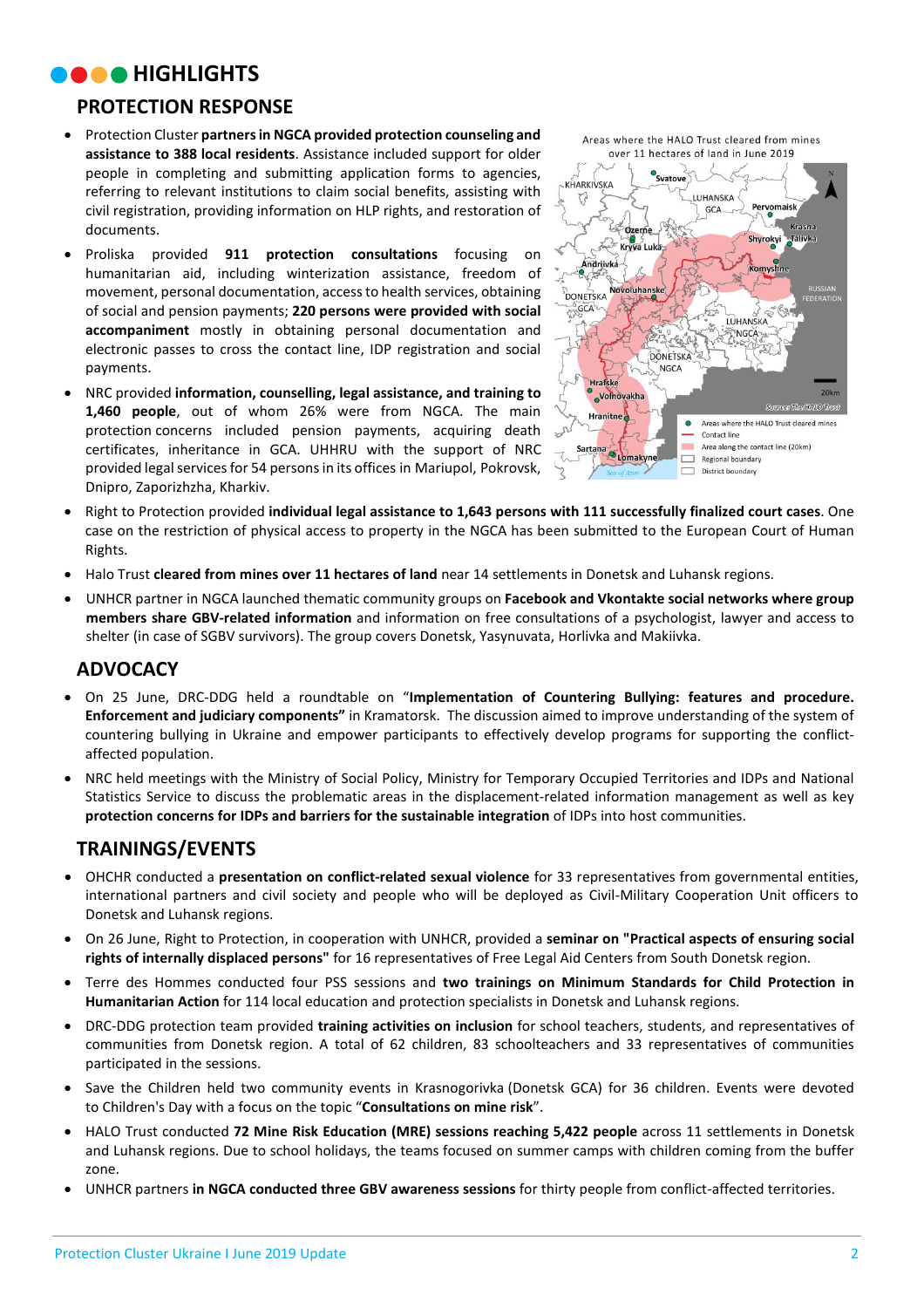# HIGHLIGHTS

## PROTECTION RESPONSE

- Protection Cluster **partners in NGCA provided protection counseling and assistance to 388 local residents**. Assistance included support for older people in completing and submitting application forms to agencies, referring to relevant institutions to claim social benefits, assisting with civil registration, providing information on HLP rights, and restoration of documents.
- Proliska provided **911 protection consultations** focusing on humanitarian aid, including winterization assistance, freedom of movement, personal documentation, access to health services, obtaining of social and pension payments; **220 persons were provided with social accompaniment** mostly in obtaining personal documentation and electronic passes to cross the contact line, IDP registration and social payments.
- NRC provided **information, counselling, legal assistance, and training to 1,460 people**, out of whom 26% were from NGCA. The main protection concerns included pension payments, acquiring death certificates, inheritance in GCA. UHHRU with the support of NRC provided legal services for 54 persons in its offices in Mariupol, Pokrovsk, Dnipro, Zaporizhzha, Kharkiv.

Areas where the HALO Trust cleared from mines over 11 hectares of land in June 2019

KHARKIVSKA
Svatove
LUHANSKA GCA
Pervomaisk
Ozerne
Kryva Luka
Shyrokyi
Krasna Talivka
Andriivka
Komyshne
DONETSKA GCA
Novoluhanske
RUSSIAN FEDERATION
LUHANSKA NGCA
DONETSKA NGCA
Hrafske
Volnovakha
Hranitne
Sartana
Lomakyne
Sea of Azov
20km
Source: The HALO Trust
Areas where the HALO Trust cleared mines
Contact line
Area along the contact line (20km)
Regional boundary
District boundary

- Right to Protection provided **individual legal assistance to 1,643 persons with 111 successfully finalized court cases**. One case on the restriction of physical access to property in the NGCA has been submitted to the European Court of Human Rights.
- Halo Trust **cleared from mines over 11 hectares of land** near 14 settlements in Donetsk and Luhansk regions.
- UNHCR partner in NGCA launched thematic community groups on **Facebook and Vkontakte social networks where group members share GBV-related information** and information on free consultations of a psychologist, lawyer and access to shelter (in case of SGBV survivors). The group covers Donetsk, Yasynuvata, Horlivka and Makiivka.

## ADVOCACY

- On 25 June, DRC-DDG held a roundtable on "**Implementation of Countering Bullying: features and procedure. Enforcement and judiciary components"** in Kramatorsk. The discussion aimed to improve understanding of the system of countering bullying in Ukraine and empower participants to effectively develop programs for supporting the conflict-affected population.
- NRC held meetings with the Ministry of Social Policy, Ministry for Temporary Occupied Territories and IDPs and National Statistics Service to discuss the problematic areas in the displacement-related information management as well as key **protection concerns for IDPs and barriers for the sustainable integration** of IDPs into host communities.

## TRAININGS/EVENTS

- OHCHR conducted a **presentation on conflict-related sexual violence** for 33 representatives from governmental entities, international partners and civil society and people who will be deployed as Civil-Military Cooperation Unit officers to Donetsk and Luhansk regions.
- On 26 June, Right to Protection, in cooperation with UNHCR, provided a **seminar on "Practical aspects of ensuring social rights of internally displaced persons"** for 16 representatives of Free Legal Aid Centers from South Donetsk region.
- Terre des Hommes conducted four PSS sessions and **two trainings on Minimum Standards for Child Protection in Humanitarian Action** for 114 local education and protection specialists in Donetsk and Luhansk regions.
- DRC-DDG protection team provided **training activities on inclusion** for school teachers, students, and representatives of communities from Donetsk region. A total of 62 children, 83 schoolteachers and 33 representatives of communities participated in the sessions.
- Save the Children held two community events in Krasnogorivka (Donetsk GCA) for 36 children. Events were devoted to Children's Day with a focus on the topic "**Consultations on mine risk**".
- HALO Trust conducted **72 Mine Risk Education (MRE) sessions reaching 5,422 people** across 11 settlements in Donetsk and Luhansk regions. Due to school holidays, the teams focused on summer camps with children coming from the buffer zone.
- UNHCR partners **in NGCA conducted three GBV awareness sessions** for thirty people from conflict-affected territories.